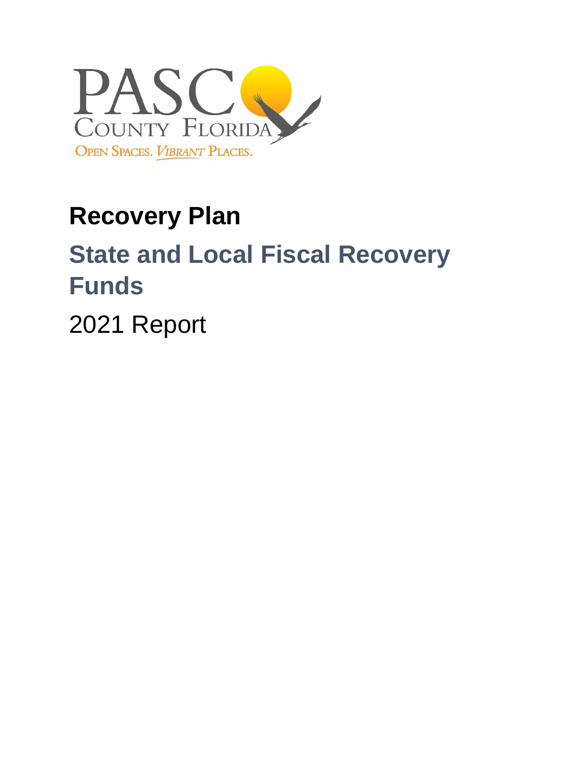PASCO COUNTY FLORIDA

OPEN SPACES. VIBRANT PLACES.

# Recovery Plan

## State and Local Fiscal Recovery Funds

2021 Report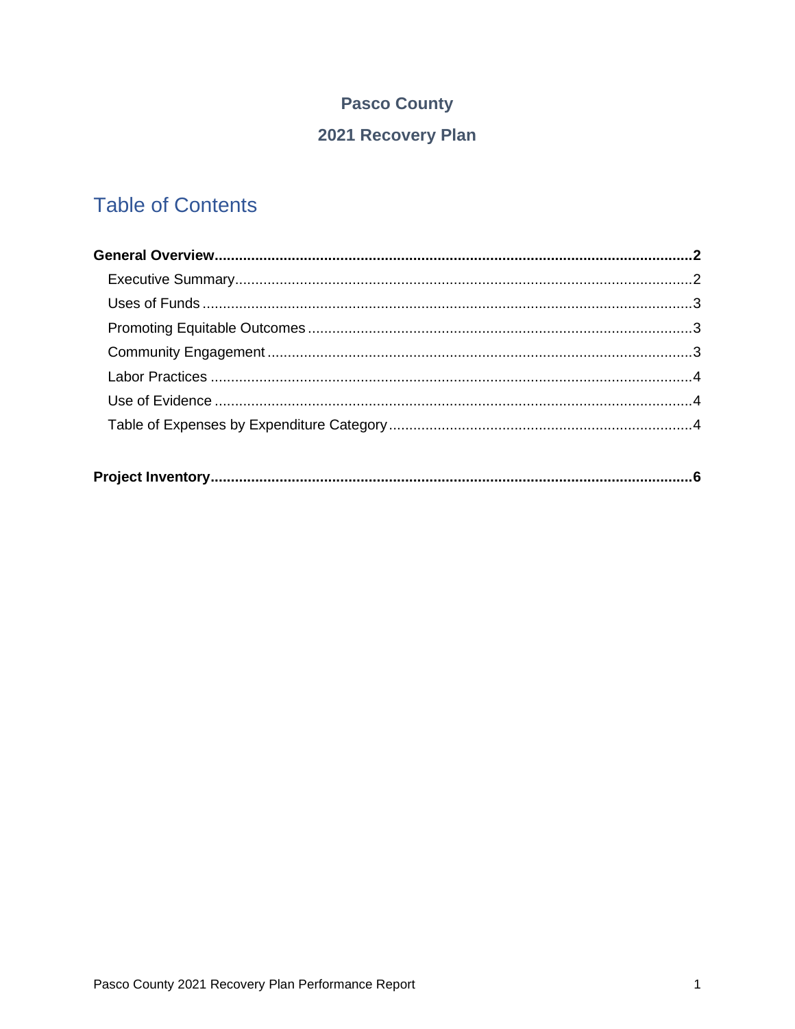**Pasco County**

**2021 Recovery Plan**

# Table of Contents

**General Overview** .......... **2**

- Executive Summary .......... 2
- Uses of Funds .......... 3
- Promoting Equitable Outcomes .......... 3
- Community Engagement .......... 3
- Labor Practices .......... 4
- Use of Evidence .......... 4
- Table of Expenses by Expenditure Category .......... 4

**Project Inventory** .......... **6**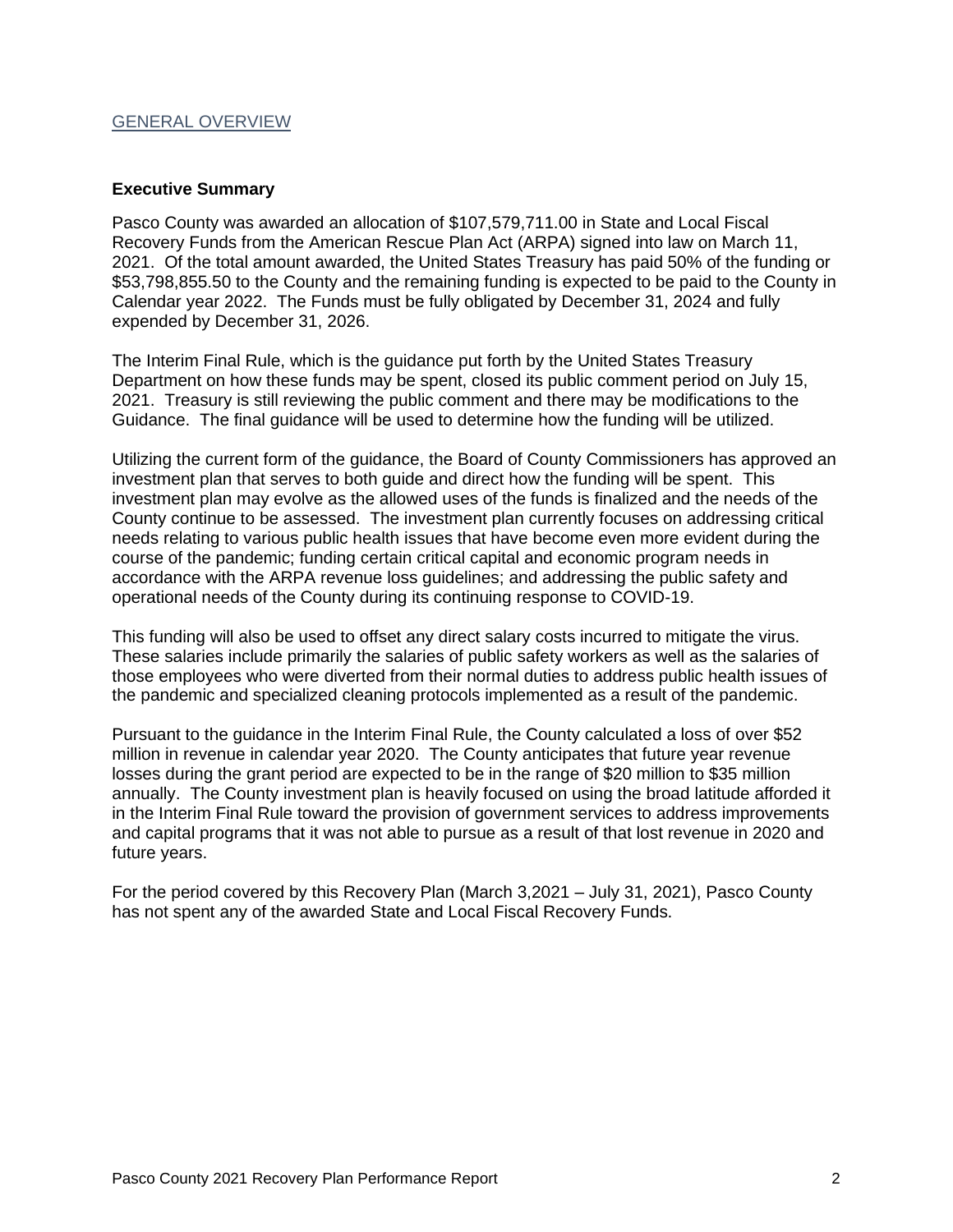## GENERAL OVERVIEW

### Executive Summary

Pasco County was awarded an allocation of $107,579,711.00 in State and Local Fiscal Recovery Funds from the American Rescue Plan Act (ARPA) signed into law on March 11, 2021. Of the total amount awarded, the United States Treasury has paid 50% of the funding or $53,798,855.50 to the County and the remaining funding is expected to be paid to the County in Calendar year 2022. The Funds must be fully obligated by December 31, 2024 and fully expended by December 31, 2026.

The Interim Final Rule, which is the guidance put forth by the United States Treasury Department on how these funds may be spent, closed its public comment period on July 15, 2021. Treasury is still reviewing the public comment and there may be modifications to the Guidance. The final guidance will be used to determine how the funding will be utilized.

Utilizing the current form of the guidance, the Board of County Commissioners has approved an investment plan that serves to both guide and direct how the funding will be spent. This investment plan may evolve as the allowed uses of the funds is finalized and the needs of the County continue to be assessed. The investment plan currently focuses on addressing critical needs relating to various public health issues that have become even more evident during the course of the pandemic; funding certain critical capital and economic program needs in accordance with the ARPA revenue loss guidelines; and addressing the public safety and operational needs of the County during its continuing response to COVID-19.

This funding will also be used to offset any direct salary costs incurred to mitigate the virus. These salaries include primarily the salaries of public safety workers as well as the salaries of those employees who were diverted from their normal duties to address public health issues of the pandemic and specialized cleaning protocols implemented as a result of the pandemic.

Pursuant to the guidance in the Interim Final Rule, the County calculated a loss of over $52 million in revenue in calendar year 2020. The County anticipates that future year revenue losses during the grant period are expected to be in the range of $20 million to $35 million annually. The County investment plan is heavily focused on using the broad latitude afforded it in the Interim Final Rule toward the provision of government services to address improvements and capital programs that it was not able to pursue as a result of that lost revenue in 2020 and future years.

For the period covered by this Recovery Plan (March 3,2021 – July 31, 2021), Pasco County has not spent any of the awarded State and Local Fiscal Recovery Funds.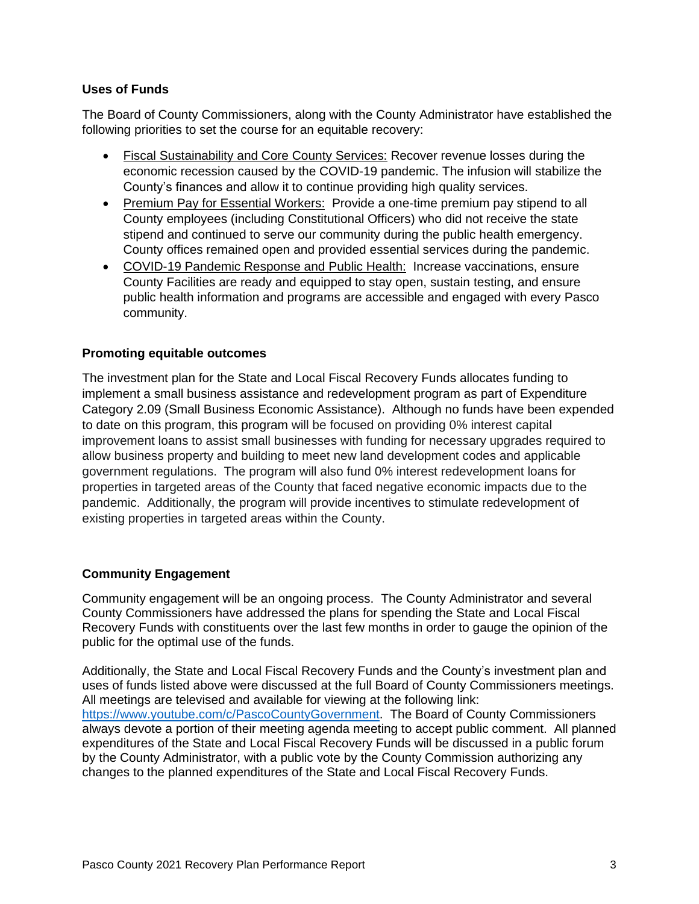### Uses of Funds

The Board of County Commissioners, along with the County Administrator have established the following priorities to set the course for an equitable recovery:

- Fiscal Sustainability and Core County Services: Recover revenue losses during the economic recession caused by the COVID-19 pandemic. The infusion will stabilize the County's finances and allow it to continue providing high quality services.
- Premium Pay for Essential Workers: Provide a one-time premium pay stipend to all County employees (including Constitutional Officers) who did not receive the state stipend and continued to serve our community during the public health emergency. County offices remained open and provided essential services during the pandemic.
- COVID-19 Pandemic Response and Public Health: Increase vaccinations, ensure County Facilities are ready and equipped to stay open, sustain testing, and ensure public health information and programs are accessible and engaged with every Pasco community.

### Promoting equitable outcomes

The investment plan for the State and Local Fiscal Recovery Funds allocates funding to implement a small business assistance and redevelopment program as part of Expenditure Category 2.09 (Small Business Economic Assistance). Although no funds have been expended to date on this program, this program will be focused on providing 0% interest capital improvement loans to assist small businesses with funding for necessary upgrades required to allow business property and building to meet new land development codes and applicable government regulations. The program will also fund 0% interest redevelopment loans for properties in targeted areas of the County that faced negative economic impacts due to the pandemic. Additionally, the program will provide incentives to stimulate redevelopment of existing properties in targeted areas within the County.

### Community Engagement

Community engagement will be an ongoing process. The County Administrator and several County Commissioners have addressed the plans for spending the State and Local Fiscal Recovery Funds with constituents over the last few months in order to gauge the opinion of the public for the optimal use of the funds.

Additionally, the State and Local Fiscal Recovery Funds and the County's investment plan and uses of funds listed above were discussed at the full Board of County Commissioners meetings. All meetings are televised and available for viewing at the following link: https://www.youtube.com/c/PascoCountyGovernment. The Board of County Commissioners always devote a portion of their meeting agenda meeting to accept public comment. All planned expenditures of the State and Local Fiscal Recovery Funds will be discussed in a public forum by the County Administrator, with a public vote by the County Commission authorizing any changes to the planned expenditures of the State and Local Fiscal Recovery Funds.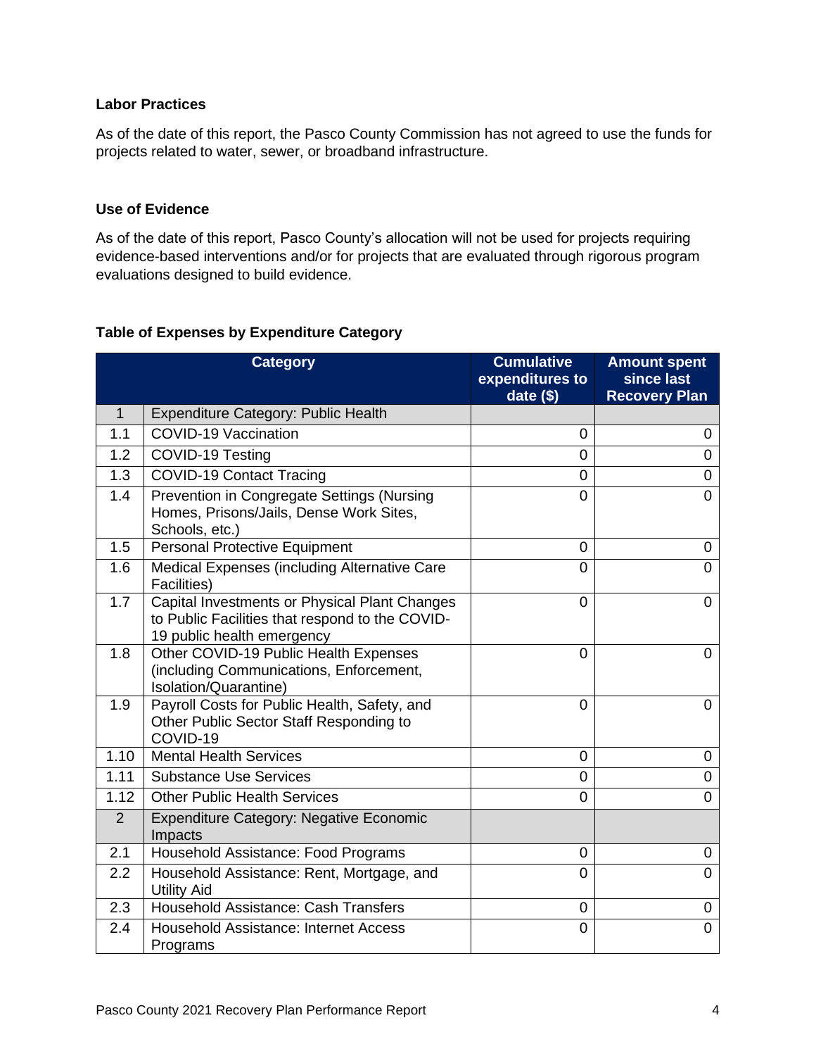### Labor Practices

As of the date of this report, the Pasco County Commission has not agreed to use the funds for projects related to water, sewer, or broadband infrastructure.

### Use of Evidence

As of the date of this report, Pasco County's allocation will not be used for projects requiring evidence-based interventions and/or for projects that are evaluated through rigorous program evaluations designed to build evidence.

### Table of Expenses by Expenditure Category

| | Category | Cumulative expenditures to date ($) | Amount spent since last Recovery Plan |
|---|---|---|---|
| 1 | Expenditure Category: Public Health | | |
| 1.1 | COVID-19 Vaccination | 0 | 0 |
| 1.2 | COVID-19 Testing | 0 | 0 |
| 1.3 | COVID-19 Contact Tracing | 0 | 0 |
| 1.4 | Prevention in Congregate Settings (Nursing Homes, Prisons/Jails, Dense Work Sites, Schools, etc.) | 0 | 0 |
| 1.5 | Personal Protective Equipment | 0 | 0 |
| 1.6 | Medical Expenses (including Alternative Care Facilities) | 0 | 0 |
| 1.7 | Capital Investments or Physical Plant Changes to Public Facilities that respond to the COVID-19 public health emergency | 0 | 0 |
| 1.8 | Other COVID-19 Public Health Expenses (including Communications, Enforcement, Isolation/Quarantine) | 0 | 0 |
| 1.9 | Payroll Costs for Public Health, Safety, and Other Public Sector Staff Responding to COVID-19 | 0 | 0 |
| 1.10 | Mental Health Services | 0 | 0 |
| 1.11 | Substance Use Services | 0 | 0 |
| 1.12 | Other Public Health Services | 0 | 0 |
| 2 | Expenditure Category: Negative Economic Impacts | | |
| 2.1 | Household Assistance: Food Programs | 0 | 0 |
| 2.2 | Household Assistance: Rent, Mortgage, and Utility Aid | 0 | 0 |
| 2.3 | Household Assistance: Cash Transfers | 0 | 0 |
| 2.4 | Household Assistance: Internet Access Programs | 0 | 0 |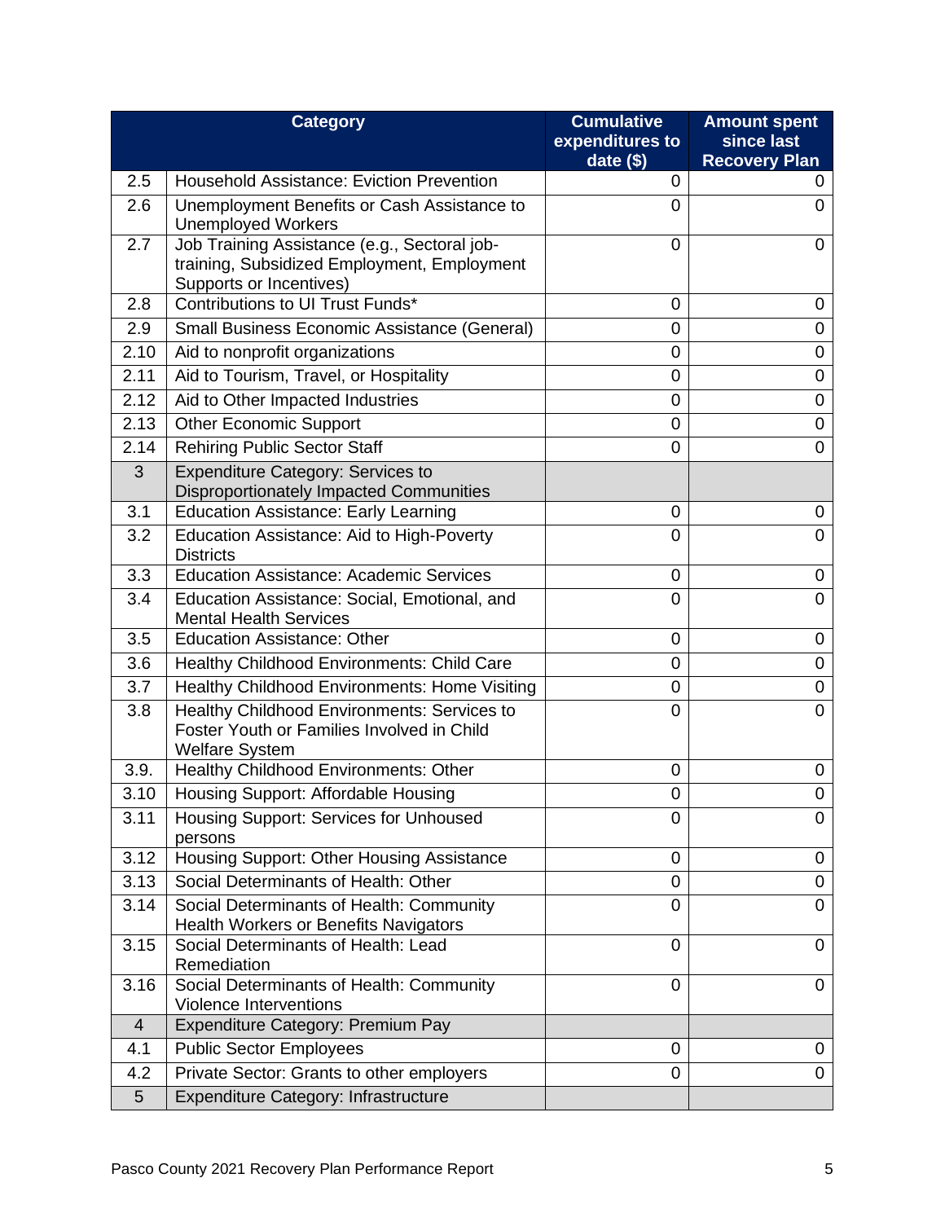| | Category | Cumulative expenditures to date ($) | Amount spent since last Recovery Plan |
|---|---|---|---|
| 2.5 | Household Assistance: Eviction Prevention | 0 | 0 |
| 2.6 | Unemployment Benefits or Cash Assistance to Unemployed Workers | 0 | 0 |
| 2.7 | Job Training Assistance (e.g., Sectoral job-training, Subsidized Employment, Employment Supports or Incentives) | 0 | 0 |
| 2.8 | Contributions to UI Trust Funds* | 0 | 0 |
| 2.9 | Small Business Economic Assistance (General) | 0 | 0 |
| 2.10 | Aid to nonprofit organizations | 0 | 0 |
| 2.11 | Aid to Tourism, Travel, or Hospitality | 0 | 0 |
| 2.12 | Aid to Other Impacted Industries | 0 | 0 |
| 2.13 | Other Economic Support | 0 | 0 |
| 2.14 | Rehiring Public Sector Staff | 0 | 0 |
| 3 | Expenditure Category: Services to Disproportionately Impacted Communities | | |
| 3.1 | Education Assistance: Early Learning | 0 | 0 |
| 3.2 | Education Assistance: Aid to High-Poverty Districts | 0 | 0 |
| 3.3 | Education Assistance: Academic Services | 0 | 0 |
| 3.4 | Education Assistance: Social, Emotional, and Mental Health Services | 0 | 0 |
| 3.5 | Education Assistance: Other | 0 | 0 |
| 3.6 | Healthy Childhood Environments: Child Care | 0 | 0 |
| 3.7 | Healthy Childhood Environments: Home Visiting | 0 | 0 |
| 3.8 | Healthy Childhood Environments: Services to Foster Youth or Families Involved in Child Welfare System | 0 | 0 |
| 3.9. | Healthy Childhood Environments: Other | 0 | 0 |
| 3.10 | Housing Support: Affordable Housing | 0 | 0 |
| 3.11 | Housing Support: Services for Unhoused persons | 0 | 0 |
| 3.12 | Housing Support: Other Housing Assistance | 0 | 0 |
| 3.13 | Social Determinants of Health: Other | 0 | 0 |
| 3.14 | Social Determinants of Health: Community Health Workers or Benefits Navigators | 0 | 0 |
| 3.15 | Social Determinants of Health: Lead Remediation | 0 | 0 |
| 3.16 | Social Determinants of Health: Community Violence Interventions | 0 | 0 |
| 4 | Expenditure Category: Premium Pay | | |
| 4.1 | Public Sector Employees | 0 | 0 |
| 4.2 | Private Sector: Grants to other employers | 0 | 0 |
| 5 | Expenditure Category: Infrastructure | | |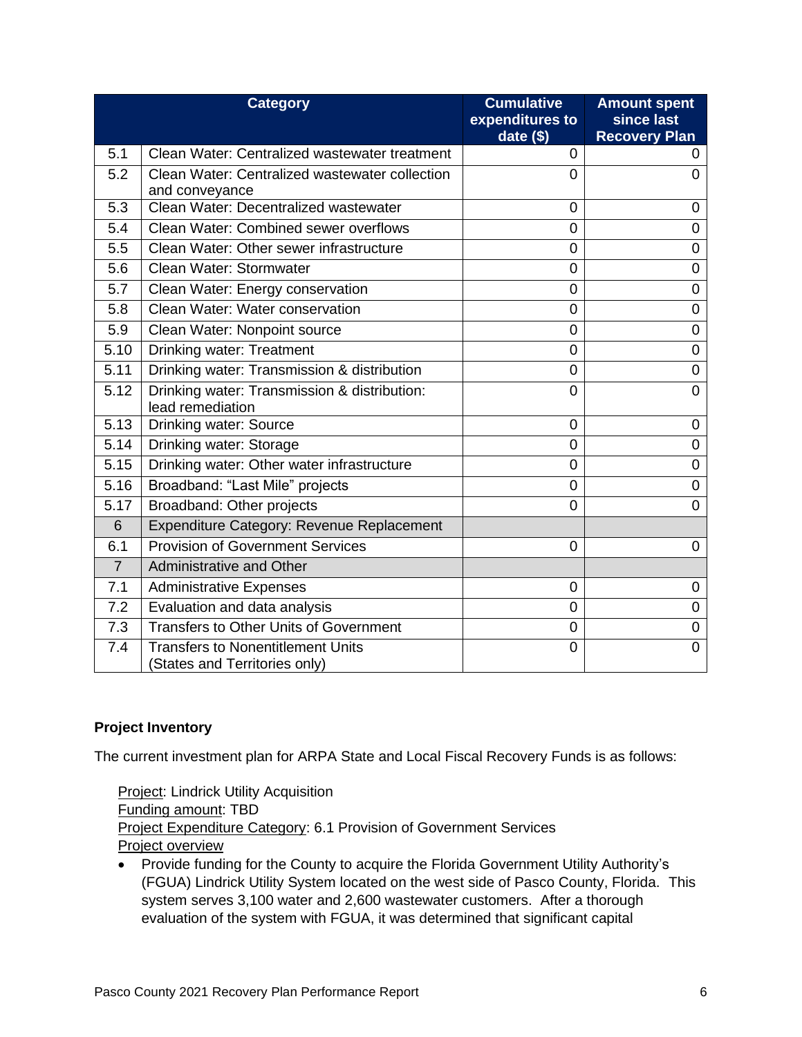| | Category | Cumulative expenditures to date ($) | Amount spent since last Recovery Plan |
|---|---|---|---|
| 5.1 | Clean Water: Centralized wastewater treatment | 0 | 0 |
| 5.2 | Clean Water: Centralized wastewater collection and conveyance | 0 | 0 |
| 5.3 | Clean Water: Decentralized wastewater | 0 | 0 |
| 5.4 | Clean Water: Combined sewer overflows | 0 | 0 |
| 5.5 | Clean Water: Other sewer infrastructure | 0 | 0 |
| 5.6 | Clean Water: Stormwater | 0 | 0 |
| 5.7 | Clean Water: Energy conservation | 0 | 0 |
| 5.8 | Clean Water: Water conservation | 0 | 0 |
| 5.9 | Clean Water: Nonpoint source | 0 | 0 |
| 5.10 | Drinking water: Treatment | 0 | 0 |
| 5.11 | Drinking water: Transmission & distribution | 0 | 0 |
| 5.12 | Drinking water: Transmission & distribution: lead remediation | 0 | 0 |
| 5.13 | Drinking water: Source | 0 | 0 |
| 5.14 | Drinking water: Storage | 0 | 0 |
| 5.15 | Drinking water: Other water infrastructure | 0 | 0 |
| 5.16 | Broadband: "Last Mile" projects | 0 | 0 |
| 5.17 | Broadband: Other projects | 0 | 0 |
| 6 | Expenditure Category: Revenue Replacement | | |
| 6.1 | Provision of Government Services | 0 | 0 |
| 7 | Administrative and Other | | |
| 7.1 | Administrative Expenses | 0 | 0 |
| 7.2 | Evaluation and data analysis | 0 | 0 |
| 7.3 | Transfers to Other Units of Government | 0 | 0 |
| 7.4 | Transfers to Nonentitlement Units (States and Territories only) | 0 | 0 |

**Project Inventory**

The current investment plan for ARPA State and Local Fiscal Recovery Funds is as follows:

Project: Lindrick Utility Acquisition
Funding amount: TBD
Project Expenditure Category: 6.1 Provision of Government Services
Project overview

- Provide funding for the County to acquire the Florida Government Utility Authority's (FGUA) Lindrick Utility System located on the west side of Pasco County, Florida. This system serves 3,100 water and 2,600 wastewater customers. After a thorough evaluation of the system with FGUA, it was determined that significant capital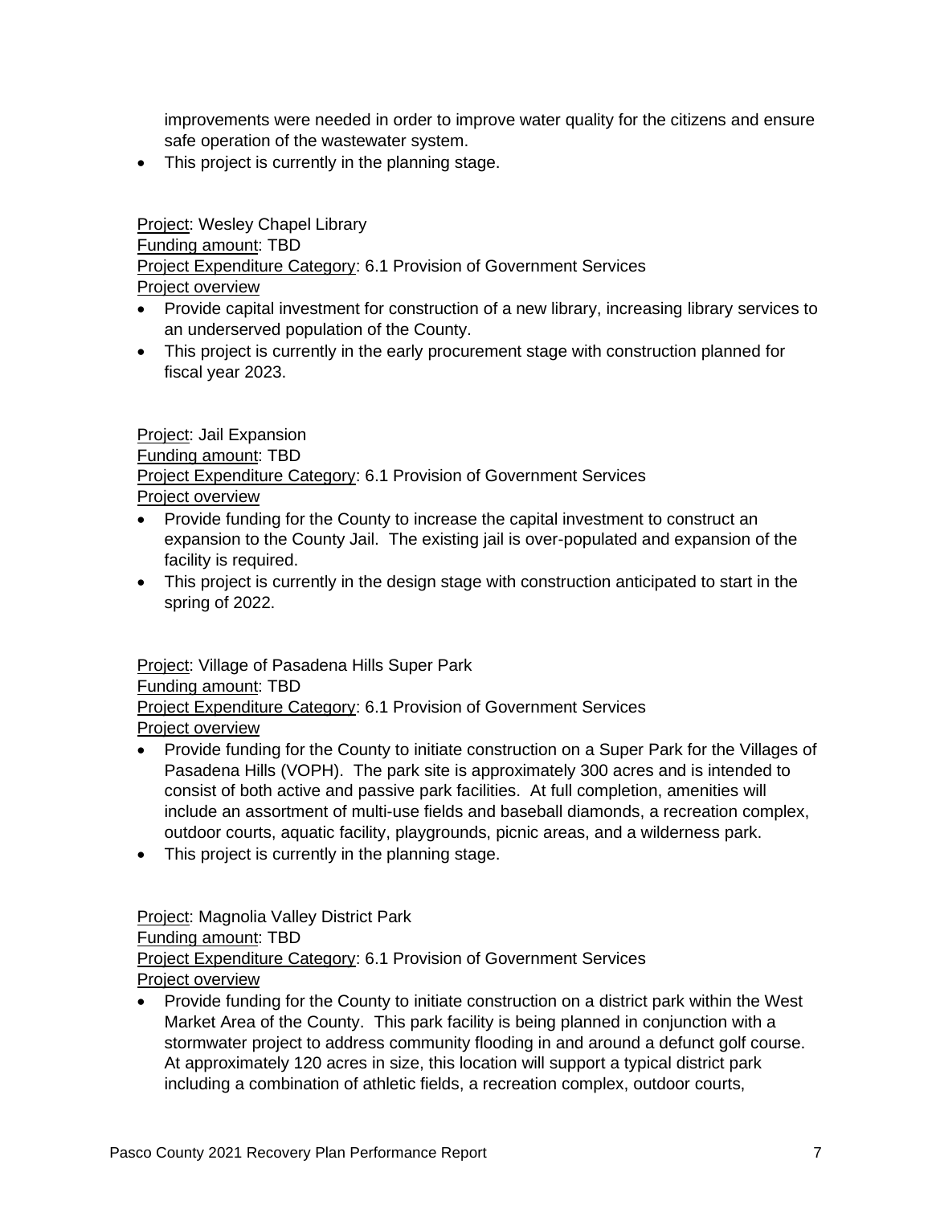improvements were needed in order to improve water quality for the citizens and ensure safe operation of the wastewater system.

- This project is currently in the planning stage.

Project: Wesley Chapel Library
Funding amount: TBD
Project Expenditure Category: 6.1 Provision of Government Services
Project overview

- Provide capital investment for construction of a new library, increasing library services to an underserved population of the County.
- This project is currently in the early procurement stage with construction planned for fiscal year 2023.

Project: Jail Expansion
Funding amount: TBD
Project Expenditure Category: 6.1 Provision of Government Services
Project overview

- Provide funding for the County to increase the capital investment to construct an expansion to the County Jail. The existing jail is over-populated and expansion of the facility is required.
- This project is currently in the design stage with construction anticipated to start in the spring of 2022.

Project: Village of Pasadena Hills Super Park
Funding amount: TBD
Project Expenditure Category: 6.1 Provision of Government Services
Project overview

- Provide funding for the County to initiate construction on a Super Park for the Villages of Pasadena Hills (VOPH). The park site is approximately 300 acres and is intended to consist of both active and passive park facilities. At full completion, amenities will include an assortment of multi-use fields and baseball diamonds, a recreation complex, outdoor courts, aquatic facility, playgrounds, picnic areas, and a wilderness park.
- This project is currently in the planning stage.

Project: Magnolia Valley District Park
Funding amount: TBD
Project Expenditure Category: 6.1 Provision of Government Services
Project overview

- Provide funding for the County to initiate construction on a district park within the West Market Area of the County. This park facility is being planned in conjunction with a stormwater project to address community flooding in and around a defunct golf course. At approximately 120 acres in size, this location will support a typical district park including a combination of athletic fields, a recreation complex, outdoor courts,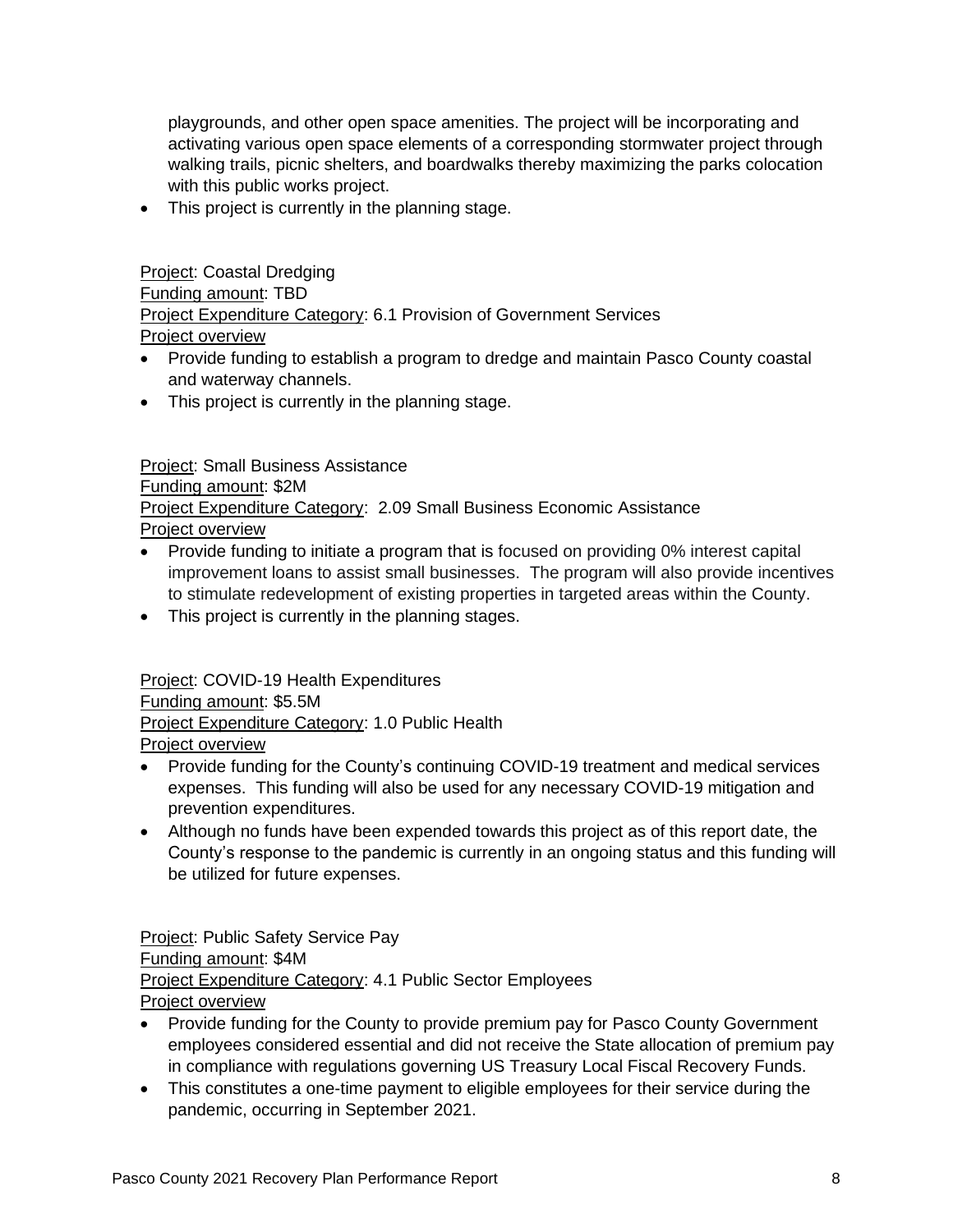playgrounds, and other open space amenities. The project will be incorporating and activating various open space elements of a corresponding stormwater project through walking trails, picnic shelters, and boardwalks thereby maximizing the parks colocation with this public works project.

- This project is currently in the planning stage.

Project: Coastal Dredging
Funding amount: TBD
Project Expenditure Category: 6.1 Provision of Government Services
Project overview

- Provide funding to establish a program to dredge and maintain Pasco County coastal and waterway channels.
- This project is currently in the planning stage.

Project: Small Business Assistance
Funding amount: $2M
Project Expenditure Category: 2.09 Small Business Economic Assistance
Project overview

- Provide funding to initiate a program that is focused on providing 0% interest capital improvement loans to assist small businesses. The program will also provide incentives to stimulate redevelopment of existing properties in targeted areas within the County.
- This project is currently in the planning stages.

Project: COVID-19 Health Expenditures
Funding amount: $5.5M
Project Expenditure Category: 1.0 Public Health
Project overview

- Provide funding for the County's continuing COVID-19 treatment and medical services expenses. This funding will also be used for any necessary COVID-19 mitigation and prevention expenditures.
- Although no funds have been expended towards this project as of this report date, the County's response to the pandemic is currently in an ongoing status and this funding will be utilized for future expenses.

Project: Public Safety Service Pay
Funding amount: $4M
Project Expenditure Category: 4.1 Public Sector Employees
Project overview

- Provide funding for the County to provide premium pay for Pasco County Government employees considered essential and did not receive the State allocation of premium pay in compliance with regulations governing US Treasury Local Fiscal Recovery Funds.
- This constitutes a one-time payment to eligible employees for their service during the pandemic, occurring in September 2021.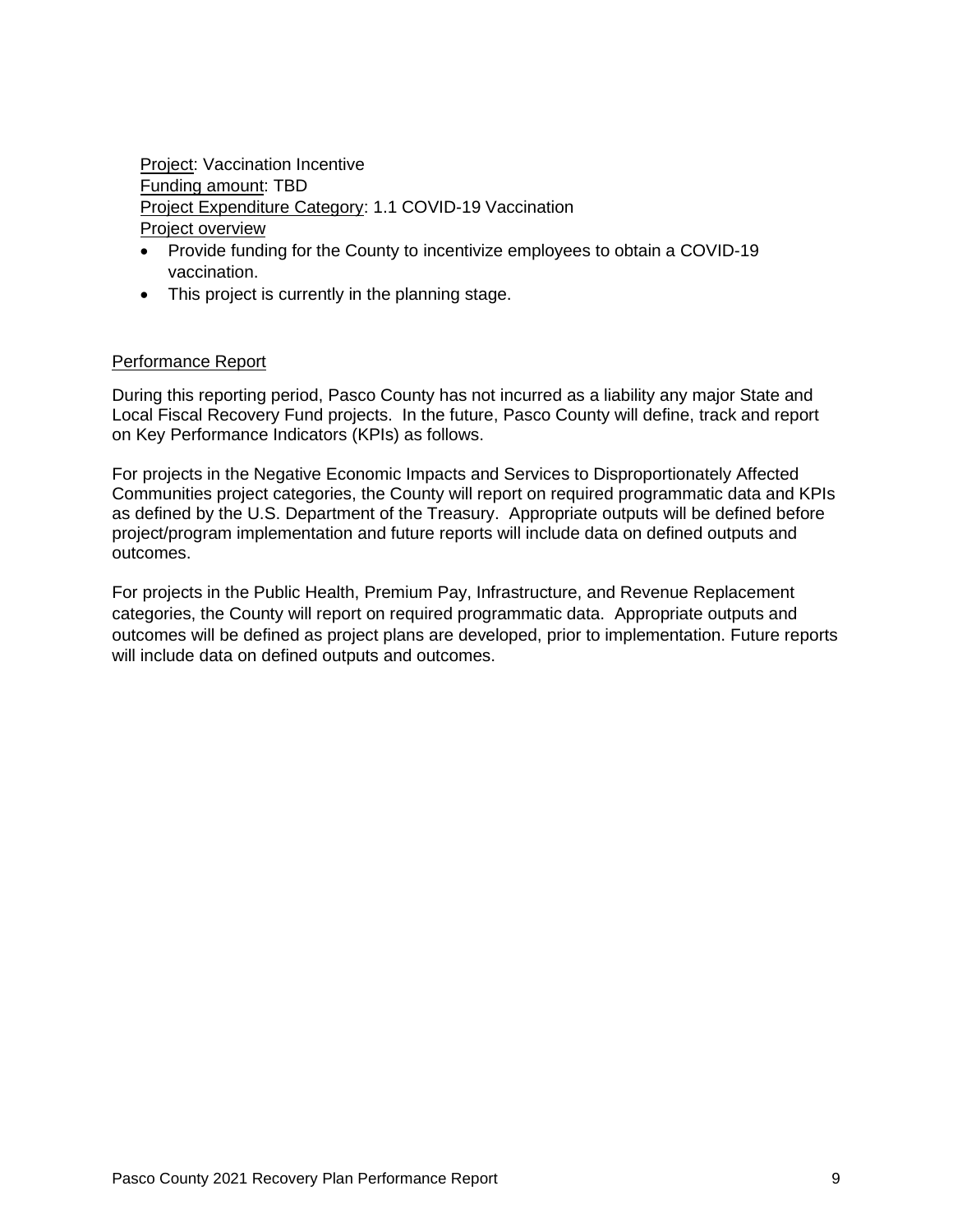<u>Project</u>: Vaccination Incentive
<u>Funding amount</u>: TBD
<u>Project Expenditure Category</u>: 1.1 COVID-19 Vaccination
<u>Project overview</u>

- Provide funding for the County to incentivize employees to obtain a COVID-19 vaccination.
- This project is currently in the planning stage.

<u>Performance Report</u>

During this reporting period, Pasco County has not incurred as a liability any major State and Local Fiscal Recovery Fund projects. In the future, Pasco County will define, track and report on Key Performance Indicators (KPIs) as follows.

For projects in the Negative Economic Impacts and Services to Disproportionately Affected Communities project categories, the County will report on required programmatic data and KPIs as defined by the U.S. Department of the Treasury. Appropriate outputs will be defined before project/program implementation and future reports will include data on defined outputs and outcomes.

For projects in the Public Health, Premium Pay, Infrastructure, and Revenue Replacement categories, the County will report on required programmatic data. Appropriate outputs and outcomes will be defined as project plans are developed, prior to implementation. Future reports will include data on defined outputs and outcomes.